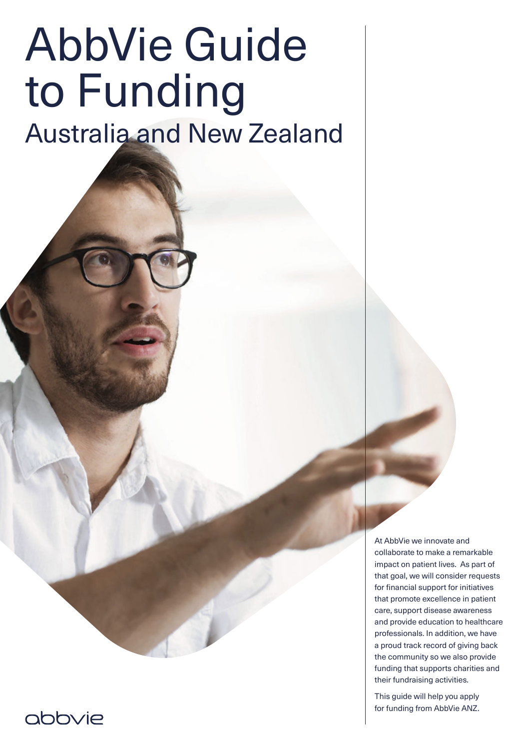# AbbVie Guide to Funding

## Australia and New Zealand

At AbbVie we innovate and collaborate to make a remarkable impact on patient lives. As part of that goal, we will consider requests for financial support for initiatives that promote excellence in patient care, support disease awareness and provide education to healthcare professionals. In addition, we have a proud track record of giving back the community so we also provide funding that supports charities and their fundraising activities.

This guide will help you apply for funding from AbbVie ANZ.

abbvie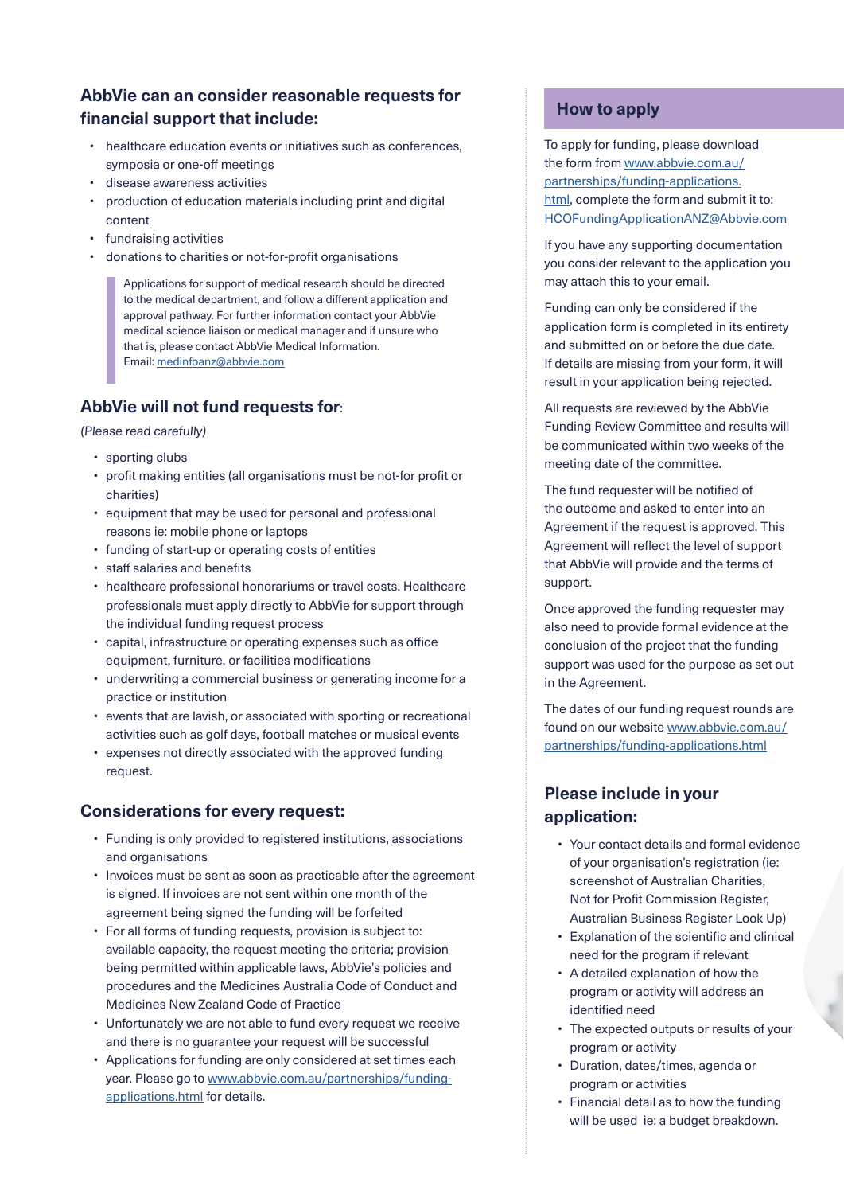## AbbVie can an consider reasonable requests for financial support that include:

- healthcare education events or initiatives such as conferences, symposia or one-off meetings
- disease awareness activities
- production of education materials including print and digital content
- fundraising activities
- donations to charities or not-for-profit organisations

> Applications for support of medical research should be directed to the medical department, and follow a different application and approval pathway. For further information contact your AbbVie medical science liaison or medical manager and if unsure who that is, please contact AbbVie Medical Information.
> Email: medinfoanz@abbvie.com

## AbbVie will not fund requests for:

*(Please read carefully)*

- sporting clubs
- profit making entities (all organisations must be not-for profit or charities)
- equipment that may be used for personal and professional reasons ie: mobile phone or laptops
- funding of start-up or operating costs of entities
- staff salaries and benefits
- healthcare professional honorariums or travel costs. Healthcare professionals must apply directly to AbbVie for support through the individual funding request process
- capital, infrastructure or operating expenses such as office equipment, furniture, or facilities modifications
- underwriting a commercial business or generating income for a practice or institution
- events that are lavish, or associated with sporting or recreational activities such as golf days, football matches or musical events
- expenses not directly associated with the approved funding request.

## Considerations for every request:

- Funding is only provided to registered institutions, associations and organisations
- Invoices must be sent as soon as practicable after the agreement is signed. If invoices are not sent within one month of the agreement being signed the funding will be forfeited
- For all forms of funding requests, provision is subject to: available capacity, the request meeting the criteria; provision being permitted within applicable laws, AbbVie's policies and procedures and the Medicines Australia Code of Conduct and Medicines New Zealand Code of Practice
- Unfortunately we are not able to fund every request we receive and there is no guarantee your request will be successful
- Applications for funding are only considered at set times each year. Please go to www.abbvie.com.au/partnerships/funding-applications.html for details.

## How to apply

To apply for funding, please download the form from www.abbvie.com.au/partnerships/funding-applications.html, complete the form and submit it to: HCOFundingApplicationANZ@Abbvie.com

If you have any supporting documentation you consider relevant to the application you may attach this to your email.

Funding can only be considered if the application form is completed in its entirety and submitted on or before the due date. If details are missing from your form, it will result in your application being rejected.

All requests are reviewed by the AbbVie Funding Review Committee and results will be communicated within two weeks of the meeting date of the committee.

The fund requester will be notified of the outcome and asked to enter into an Agreement if the request is approved. This Agreement will reflect the level of support that AbbVie will provide and the terms of support.

Once approved the funding requester may also need to provide formal evidence at the conclusion of the project that the funding support was used for the purpose as set out in the Agreement.

The dates of our funding request rounds are found on our website www.abbvie.com.au/partnerships/funding-applications.html

## Please include in your application:

- Your contact details and formal evidence of your organisation's registration (ie: screenshot of Australian Charities, Not for Profit Commission Register, Australian Business Register Look Up)
- Explanation of the scientific and clinical need for the program if relevant
- A detailed explanation of how the program or activity will address an identified need
- The expected outputs or results of your program or activity
- Duration, dates/times, agenda or program or activities
- Financial detail as to how the funding will be used ie: a budget breakdown.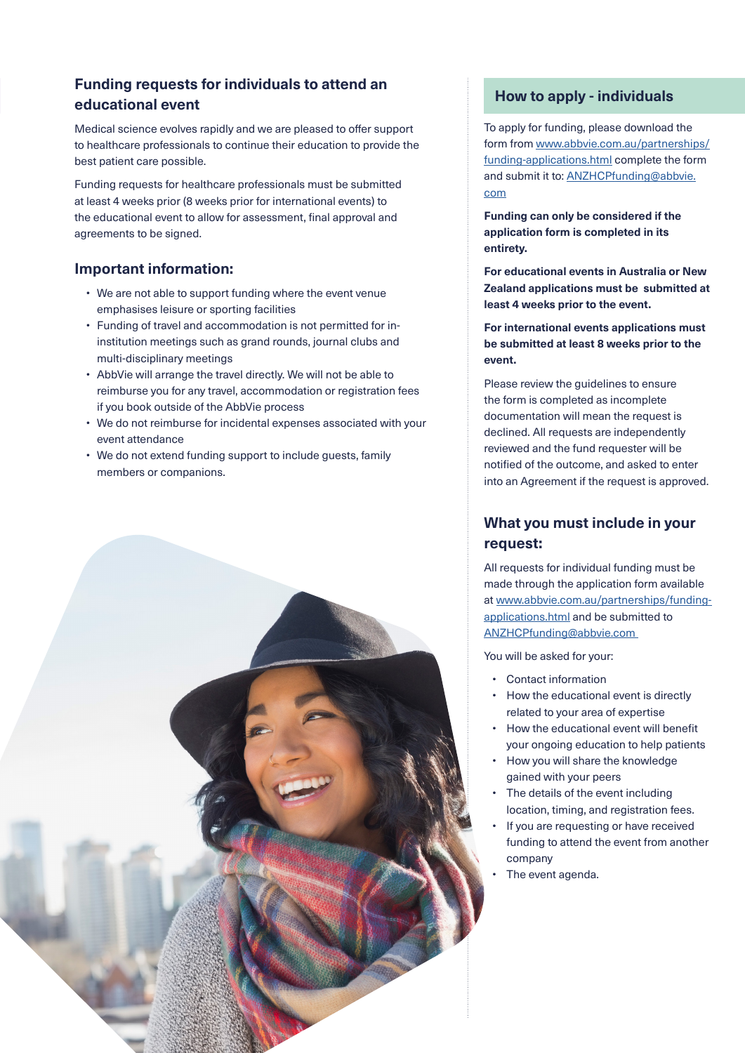## Funding requests for individuals to attend an educational event

Medical science evolves rapidly and we are pleased to offer support to healthcare professionals to continue their education to provide the best patient care possible.

Funding requests for healthcare professionals must be submitted at least 4 weeks prior (8 weeks prior for international events) to the educational event to allow for assessment, final approval and agreements to be signed.

### Important information:

- We are not able to support funding where the event venue emphasises leisure or sporting facilities
- Funding of travel and accommodation is not permitted for in-institution meetings such as grand rounds, journal clubs and multi-disciplinary meetings
- AbbVie will arrange the travel directly. We will not be able to reimburse you for any travel, accommodation or registration fees if you book outside of the AbbVie process
- We do not reimburse for incidental expenses associated with your event attendance
- We do not extend funding support to include guests, family members or companions.

## How to apply - individuals

To apply for funding, please download the form from www.abbvie.com.au/partnerships/funding-applications.html complete the form and submit it to: ANZHCPfunding@abbvie.com

**Funding can only be considered if the application form is completed in its entirety.**

**For educational events in Australia or New Zealand applications must be submitted at least 4 weeks prior to the event.**

**For international events applications must be submitted at least 8 weeks prior to the event.**

Please review the guidelines to ensure the form is completed as incomplete documentation will mean the request is declined. All requests are independently reviewed and the fund requester will be notified of the outcome, and asked to enter into an Agreement if the request is approved.

### What you must include in your request:

All requests for individual funding must be made through the application form available at www.abbvie.com.au/partnerships/funding-applications.html and be submitted to ANZHCPfunding@abbvie.com

You will be asked for your:

- Contact information
- How the educational event is directly related to your area of expertise
- How the educational event will benefit your ongoing education to help patients
- How you will share the knowledge gained with your peers
- The details of the event including location, timing, and registration fees.
- If you are requesting or have received funding to attend the event from another company
- The event agenda.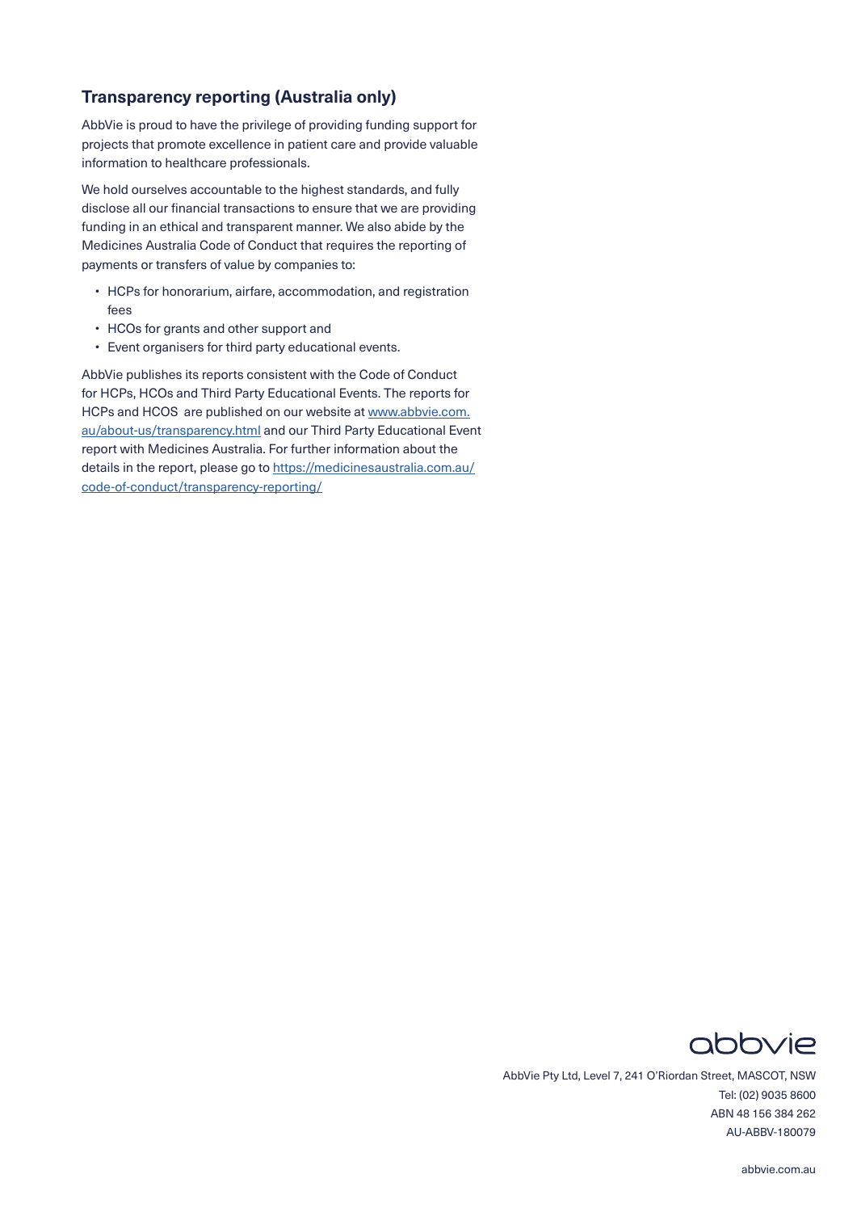## Transparency reporting (Australia only)

AbbVie is proud to have the privilege of providing funding support for projects that promote excellence in patient care and provide valuable information to healthcare professionals.

We hold ourselves accountable to the highest standards, and fully disclose all our financial transactions to ensure that we are providing funding in an ethical and transparent manner. We also abide by the Medicines Australia Code of Conduct that requires the reporting of payments or transfers of value by companies to:

- HCPs for honorarium, airfare, accommodation, and registration fees
- HCOs for grants and other support and
- Event organisers for third party educational events.

AbbVie publishes its reports consistent with the Code of Conduct for HCPs, HCOs and Third Party Educational Events. The reports for HCPs and HCOS are published on our website at www.abbvie.com.au/about-us/transparency.html and our Third Party Educational Event report with Medicines Australia. For further information about the details in the report, please go to https://medicinesaustralia.com.au/code-of-conduct/transparency-reporting/

abbvie

AbbVie Pty Ltd, Level 7, 241 O'Riordan Street, MASCOT, NSW
Tel: (02) 9035 8600
ABN 48 156 384 262
AU-ABBV-180079

abbvie.com.au